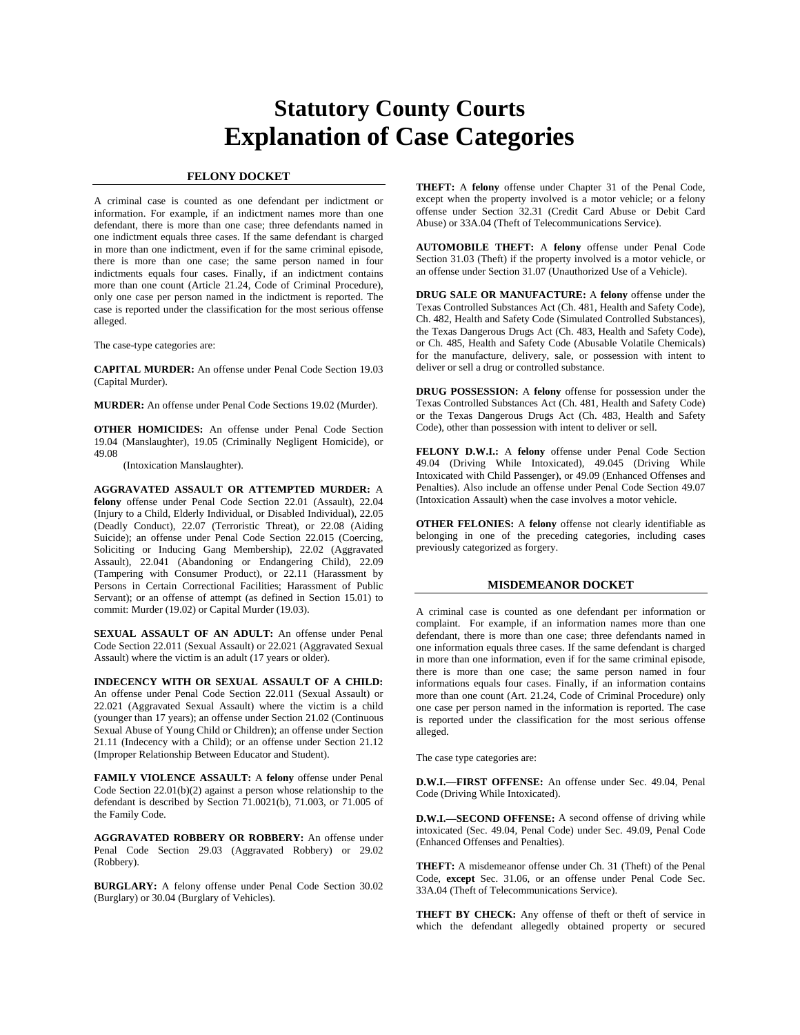# Statutory County Courts
# Explanation of Case Categories

## FELONY DOCKET

A criminal case is counted as one defendant per indictment or information. For example, if an indictment names more than one defendant, there is more than one case; three defendants named in one indictment equals three cases. If the same defendant is charged in more than one indictment, even if for the same criminal episode, there is more than one case; the same person named in four indictments equals four cases. Finally, if an indictment contains more than one count (Article 21.24, Code of Criminal Procedure), only one case per person named in the indictment is reported. The case is reported under the classification for the most serious offense alleged.

The case-type categories are:

**CAPITAL MURDER:** An offense under Penal Code Section 19.03 (Capital Murder).

**MURDER:** An offense under Penal Code Sections 19.02 (Murder).

**OTHER HOMICIDES:** An offense under Penal Code Section 19.04 (Manslaughter), 19.05 (Criminally Negligent Homicide), or 49.08 (Intoxication Manslaughter).

**AGGRAVATED ASSAULT OR ATTEMPTED MURDER:** A **felony** offense under Penal Code Section 22.01 (Assault), 22.04 (Injury to a Child, Elderly Individual, or Disabled Individual), 22.05 (Deadly Conduct), 22.07 (Terroristic Threat), or 22.08 (Aiding Suicide); an offense under Penal Code Section 22.015 (Coercing, Soliciting or Inducing Gang Membership), 22.02 (Aggravated Assault), 22.041 (Abandoning or Endangering Child), 22.09 (Tampering with Consumer Product), or 22.11 (Harassment by Persons in Certain Correctional Facilities; Harassment of Public Servant); or an offense of attempt (as defined in Section 15.01) to commit: Murder (19.02) or Capital Murder (19.03).

**SEXUAL ASSAULT OF AN ADULT:** An offense under Penal Code Section 22.011 (Sexual Assault) or 22.021 (Aggravated Sexual Assault) where the victim is an adult (17 years or older).

**INDECENCY WITH OR SEXUAL ASSAULT OF A CHILD:** An offense under Penal Code Section 22.011 (Sexual Assault) or 22.021 (Aggravated Sexual Assault) where the victim is a child (younger than 17 years); an offense under Section 21.02 (Continuous Sexual Abuse of Young Child or Children); an offense under Section 21.11 (Indecency with a Child); or an offense under Section 21.12 (Improper Relationship Between Educator and Student).

**FAMILY VIOLENCE ASSAULT:** A **felony** offense under Penal Code Section 22.01(b)(2) against a person whose relationship to the defendant is described by Section 71.0021(b), 71.003, or 71.005 of the Family Code.

**AGGRAVATED ROBBERY OR ROBBERY:** An offense under Penal Code Section 29.03 (Aggravated Robbery) or 29.02 (Robbery).

**BURGLARY:** A felony offense under Penal Code Section 30.02 (Burglary) or 30.04 (Burglary of Vehicles).

**THEFT:** A **felony** offense under Chapter 31 of the Penal Code, except when the property involved is a motor vehicle; or a felony offense under Section 32.31 (Credit Card Abuse or Debit Card Abuse) or 33A.04 (Theft of Telecommunications Service).

**AUTOMOBILE THEFT:** A **felony** offense under Penal Code Section 31.03 (Theft) if the property involved is a motor vehicle, or an offense under Section 31.07 (Unauthorized Use of a Vehicle).

**DRUG SALE OR MANUFACTURE:** A **felony** offense under the Texas Controlled Substances Act (Ch. 481, Health and Safety Code), Ch. 482, Health and Safety Code (Simulated Controlled Substances), the Texas Dangerous Drugs Act (Ch. 483, Health and Safety Code), or Ch. 485, Health and Safety Code (Abusable Volatile Chemicals) for the manufacture, delivery, sale, or possession with intent to deliver or sell a drug or controlled substance.

**DRUG POSSESSION:** A **felony** offense for possession under the Texas Controlled Substances Act (Ch. 481, Health and Safety Code) or the Texas Dangerous Drugs Act (Ch. 483, Health and Safety Code), other than possession with intent to deliver or sell.

**FELONY D.W.I.:** A **felony** offense under Penal Code Section 49.04 (Driving While Intoxicated), 49.045 (Driving While Intoxicated with Child Passenger), or 49.09 (Enhanced Offenses and Penalties). Also include an offense under Penal Code Section 49.07 (Intoxication Assault) when the case involves a motor vehicle.

**OTHER FELONIES:** A **felony** offense not clearly identifiable as belonging in one of the preceding categories, including cases previously categorized as forgery.

## MISDEMEANOR DOCKET

A criminal case is counted as one defendant per information or complaint. For example, if an information names more than one defendant, there is more than one case; three defendants named in one information equals three cases. If the same defendant is charged in more than one information, even if for the same criminal episode, there is more than one case; the same person named in four informations equals four cases. Finally, if an information contains more than one count (Art. 21.24, Code of Criminal Procedure) only one case per person named in the information is reported. The case is reported under the classification for the most serious offense alleged.

The case type categories are:

**D.W.I.—FIRST OFFENSE:** An offense under Sec. 49.04, Penal Code (Driving While Intoxicated).

**D.W.I.—SECOND OFFENSE:** A second offense of driving while intoxicated (Sec. 49.04, Penal Code) under Sec. 49.09, Penal Code (Enhanced Offenses and Penalties).

**THEFT:** A misdemeanor offense under Ch. 31 (Theft) of the Penal Code, **except** Sec. 31.06, or an offense under Penal Code Sec. 33A.04 (Theft of Telecommunications Service).

**THEFT BY CHECK:** Any offense of theft or theft of service in which the defendant allegedly obtained property or secured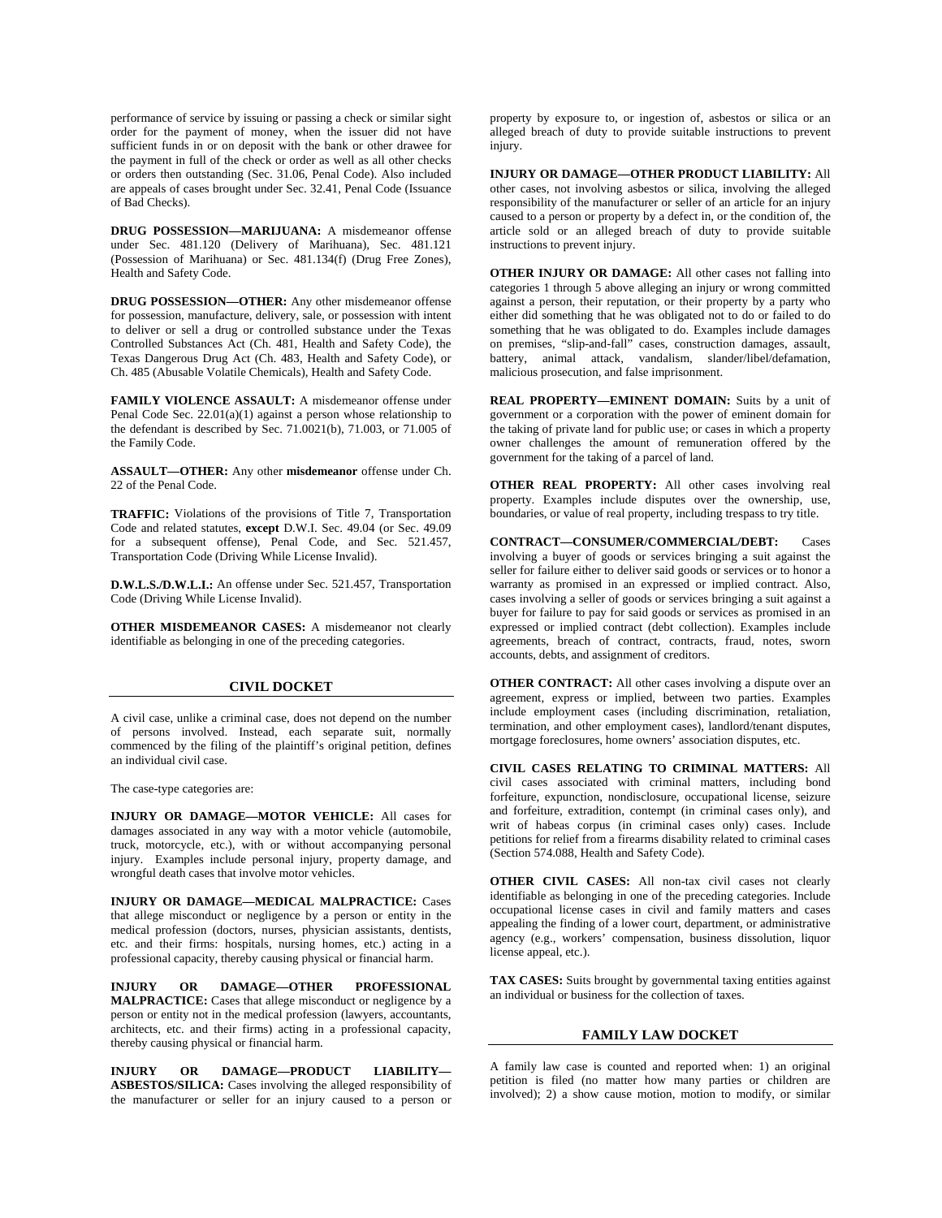performance of service by issuing or passing a check or similar sight order for the payment of money, when the issuer did not have sufficient funds in or on deposit with the bank or other drawee for the payment in full of the check or order as well as all other checks or orders then outstanding (Sec. 31.06, Penal Code). Also included are appeals of cases brought under Sec. 32.41, Penal Code (Issuance of Bad Checks).

**DRUG POSSESSION—MARIJUANA:** A misdemeanor offense under Sec. 481.120 (Delivery of Marihuana), Sec. 481.121 (Possession of Marihuana) or Sec. 481.134(f) (Drug Free Zones), Health and Safety Code.

**DRUG POSSESSION—OTHER:** Any other misdemeanor offense for possession, manufacture, delivery, sale, or possession with intent to deliver or sell a drug or controlled substance under the Texas Controlled Substances Act (Ch. 481, Health and Safety Code), the Texas Dangerous Drug Act (Ch. 483, Health and Safety Code), or Ch. 485 (Abusable Volatile Chemicals), Health and Safety Code.

**FAMILY VIOLENCE ASSAULT:** A misdemeanor offense under Penal Code Sec. 22.01(a)(1) against a person whose relationship to the defendant is described by Sec. 71.0021(b), 71.003, or 71.005 of the Family Code.

**ASSAULT—OTHER:** Any other **misdemeanor** offense under Ch. 22 of the Penal Code.

**TRAFFIC:** Violations of the provisions of Title 7, Transportation Code and related statutes, **except** D.W.I. Sec. 49.04 (or Sec. 49.09 for a subsequent offense), Penal Code, and Sec. 521.457, Transportation Code (Driving While License Invalid).

**D.W.L.S./D.W.L.I.:** An offense under Sec. 521.457, Transportation Code (Driving While License Invalid).

**OTHER MISDEMEANOR CASES:** A misdemeanor not clearly identifiable as belonging in one of the preceding categories.

## CIVIL DOCKET

A civil case, unlike a criminal case, does not depend on the number of persons involved. Instead, each separate suit, normally commenced by the filing of the plaintiff's original petition, defines an individual civil case.

The case-type categories are:

**INJURY OR DAMAGE—MOTOR VEHICLE:** All cases for damages associated in any way with a motor vehicle (automobile, truck, motorcycle, etc.), with or without accompanying personal injury. Examples include personal injury, property damage, and wrongful death cases that involve motor vehicles.

**INJURY OR DAMAGE—MEDICAL MALPRACTICE:** Cases that allege misconduct or negligence by a person or entity in the medical profession (doctors, nurses, physician assistants, dentists, etc. and their firms: hospitals, nursing homes, etc.) acting in a professional capacity, thereby causing physical or financial harm.

**INJURY OR DAMAGE—OTHER PROFESSIONAL MALPRACTICE:** Cases that allege misconduct or negligence by a person or entity not in the medical profession (lawyers, accountants, architects, etc. and their firms) acting in a professional capacity, thereby causing physical or financial harm.

**INJURY OR DAMAGE—PRODUCT LIABILITY—ASBESTOS/SILICA:** Cases involving the alleged responsibility of the manufacturer or seller for an injury caused to a person or property by exposure to, or ingestion of, asbestos or silica or an alleged breach of duty to provide suitable instructions to prevent injury.

**INJURY OR DAMAGE—OTHER PRODUCT LIABILITY:** All other cases, not involving asbestos or silica, involving the alleged responsibility of the manufacturer or seller of an article for an injury caused to a person or property by a defect in, or the condition of, the article sold or an alleged breach of duty to provide suitable instructions to prevent injury.

**OTHER INJURY OR DAMAGE:** All other cases not falling into categories 1 through 5 above alleging an injury or wrong committed against a person, their reputation, or their property by a party who either did something that he was obligated not to do or failed to do something that he was obligated to do. Examples include damages on premises, "slip-and-fall" cases, construction damages, assault, battery, animal attack, vandalism, slander/libel/defamation, malicious prosecution, and false imprisonment.

**REAL PROPERTY—EMINENT DOMAIN:** Suits by a unit of government or a corporation with the power of eminent domain for the taking of private land for public use; or cases in which a property owner challenges the amount of remuneration offered by the government for the taking of a parcel of land.

**OTHER REAL PROPERTY:** All other cases involving real property. Examples include disputes over the ownership, use, boundaries, or value of real property, including trespass to try title.

**CONTRACT—CONSUMER/COMMERCIAL/DEBT:** Cases involving a buyer of goods or services bringing a suit against the seller for failure either to deliver said goods or services or to honor a warranty as promised in an expressed or implied contract. Also, cases involving a seller of goods or services bringing a suit against a buyer for failure to pay for said goods or services as promised in an expressed or implied contract (debt collection). Examples include agreements, breach of contract, contracts, fraud, notes, sworn accounts, debts, and assignment of creditors.

**OTHER CONTRACT:** All other cases involving a dispute over an agreement, express or implied, between two parties. Examples include employment cases (including discrimination, retaliation, termination, and other employment cases), landlord/tenant disputes, mortgage foreclosures, home owners' association disputes, etc.

**CIVIL CASES RELATING TO CRIMINAL MATTERS:** All civil cases associated with criminal matters, including bond forfeiture, expunction, nondisclosure, occupational license, seizure and forfeiture, extradition, contempt (in criminal cases only), and writ of habeas corpus (in criminal cases only) cases. Include petitions for relief from a firearms disability related to criminal cases (Section 574.088, Health and Safety Code).

**OTHER CIVIL CASES:** All non-tax civil cases not clearly identifiable as belonging in one of the preceding categories. Include occupational license cases in civil and family matters and cases appealing the finding of a lower court, department, or administrative agency (e.g., workers' compensation, business dissolution, liquor license appeal, etc.).

**TAX CASES:** Suits brought by governmental taxing entities against an individual or business for the collection of taxes.

## FAMILY LAW DOCKET

A family law case is counted and reported when: 1) an original petition is filed (no matter how many parties or children are involved); 2) a show cause motion, motion to modify, or similar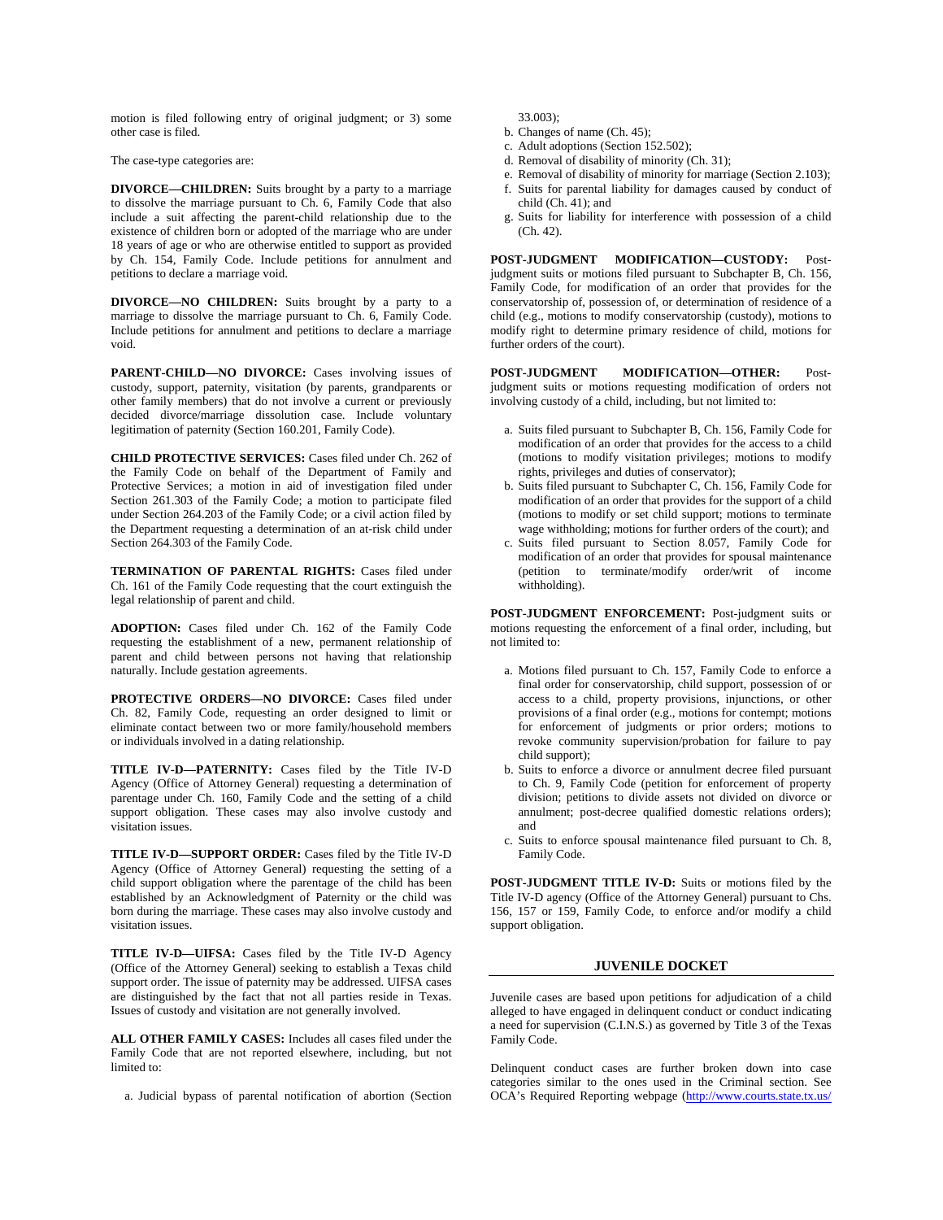motion is filed following entry of original judgment; or 3) some other case is filed.

The case-type categories are:

**DIVORCE—CHILDREN:** Suits brought by a party to a marriage to dissolve the marriage pursuant to Ch. 6, Family Code that also include a suit affecting the parent-child relationship due to the existence of children born or adopted of the marriage who are under 18 years of age or who are otherwise entitled to support as provided by Ch. 154, Family Code. Include petitions for annulment and petitions to declare a marriage void.

**DIVORCE—NO CHILDREN:** Suits brought by a party to a marriage to dissolve the marriage pursuant to Ch. 6, Family Code. Include petitions for annulment and petitions to declare a marriage void.

**PARENT-CHILD—NO DIVORCE:** Cases involving issues of custody, support, paternity, visitation (by parents, grandparents or other family members) that do not involve a current or previously decided divorce/marriage dissolution case. Include voluntary legitimation of paternity (Section 160.201, Family Code).

**CHILD PROTECTIVE SERVICES:** Cases filed under Ch. 262 of the Family Code on behalf of the Department of Family and Protective Services; a motion in aid of investigation filed under Section 261.303 of the Family Code; a motion to participate filed under Section 264.203 of the Family Code; or a civil action filed by the Department requesting a determination of an at-risk child under Section 264.303 of the Family Code.

**TERMINATION OF PARENTAL RIGHTS:** Cases filed under Ch. 161 of the Family Code requesting that the court extinguish the legal relationship of parent and child.

**ADOPTION:** Cases filed under Ch. 162 of the Family Code requesting the establishment of a new, permanent relationship of parent and child between persons not having that relationship naturally. Include gestation agreements.

**PROTECTIVE ORDERS—NO DIVORCE:** Cases filed under Ch. 82, Family Code, requesting an order designed to limit or eliminate contact between two or more family/household members or individuals involved in a dating relationship.

**TITLE IV-D—PATERNITY:** Cases filed by the Title IV-D Agency (Office of Attorney General) requesting a determination of parentage under Ch. 160, Family Code and the setting of a child support obligation. These cases may also involve custody and visitation issues.

**TITLE IV-D—SUPPORT ORDER:** Cases filed by the Title IV-D Agency (Office of Attorney General) requesting the setting of a child support obligation where the parentage of the child has been established by an Acknowledgment of Paternity or the child was born during the marriage. These cases may also involve custody and visitation issues.

**TITLE IV-D—UIFSA:** Cases filed by the Title IV-D Agency (Office of the Attorney General) seeking to establish a Texas child support order. The issue of paternity may be addressed. UIFSA cases are distinguished by the fact that not all parties reside in Texas. Issues of custody and visitation are not generally involved.

**ALL OTHER FAMILY CASES:** Includes all cases filed under the Family Code that are not reported elsewhere, including, but not limited to:

a. Judicial bypass of parental notification of abortion (Section 33.003);
b. Changes of name (Ch. 45);
c. Adult adoptions (Section 152.502);
d. Removal of disability of minority (Ch. 31);
e. Removal of disability of minority for marriage (Section 2.103);
f. Suits for parental liability for damages caused by conduct of child (Ch. 41); and
g. Suits for liability for interference with possession of a child (Ch. 42).

**POST-JUDGMENT MODIFICATION—CUSTODY:** Post-judgment suits or motions filed pursuant to Subchapter B, Ch. 156, Family Code, for modification of an order that provides for the conservatorship of, possession of, or determination of residence of a child (e.g., motions to modify conservatorship (custody), motions to modify right to determine primary residence of child, motions for further orders of the court).

**POST-JUDGMENT MODIFICATION—OTHER:** Post-judgment suits or motions requesting modification of orders not involving custody of a child, including, but not limited to:

a. Suits filed pursuant to Subchapter B, Ch. 156, Family Code for modification of an order that provides for the access to a child (motions to modify visitation privileges; motions to modify rights, privileges and duties of conservator);
b. Suits filed pursuant to Subchapter C, Ch. 156, Family Code for modification of an order that provides for the support of a child (motions to modify or set child support; motions to terminate wage withholding; motions for further orders of the court); and
c. Suits filed pursuant to Section 8.057, Family Code for modification of an order that provides for spousal maintenance (petition to terminate/modify order/writ of income withholding).

**POST-JUDGMENT ENFORCEMENT:** Post-judgment suits or motions requesting the enforcement of a final order, including, but not limited to:

a. Motions filed pursuant to Ch. 157, Family Code to enforce a final order for conservatorship, child support, possession of or access to a child, property provisions, injunctions, or other provisions of a final order (e.g., motions for contempt; motions for enforcement of judgments or prior orders; motions to revoke community supervision/probation for failure to pay child support);
b. Suits to enforce a divorce or annulment decree filed pursuant to Ch. 9, Family Code (petition for enforcement of property division; petitions to divide assets not divided on divorce or annulment; post-decree qualified domestic relations orders); and
c. Suits to enforce spousal maintenance filed pursuant to Ch. 8, Family Code.

**POST-JUDGMENT TITLE IV-D:** Suits or motions filed by the Title IV-D agency (Office of the Attorney General) pursuant to Chs. 156, 157 or 159, Family Code, to enforce and/or modify a child support obligation.

## JUVENILE DOCKET

Juvenile cases are based upon petitions for adjudication of a child alleged to have engaged in delinquent conduct or conduct indicating a need for supervision (C.I.N.S.) as governed by Title 3 of the Texas Family Code.

Delinquent conduct cases are further broken down into case categories similar to the ones used in the Criminal section. See OCA's Required Reporting webpage (http://www.courts.state.tx.us/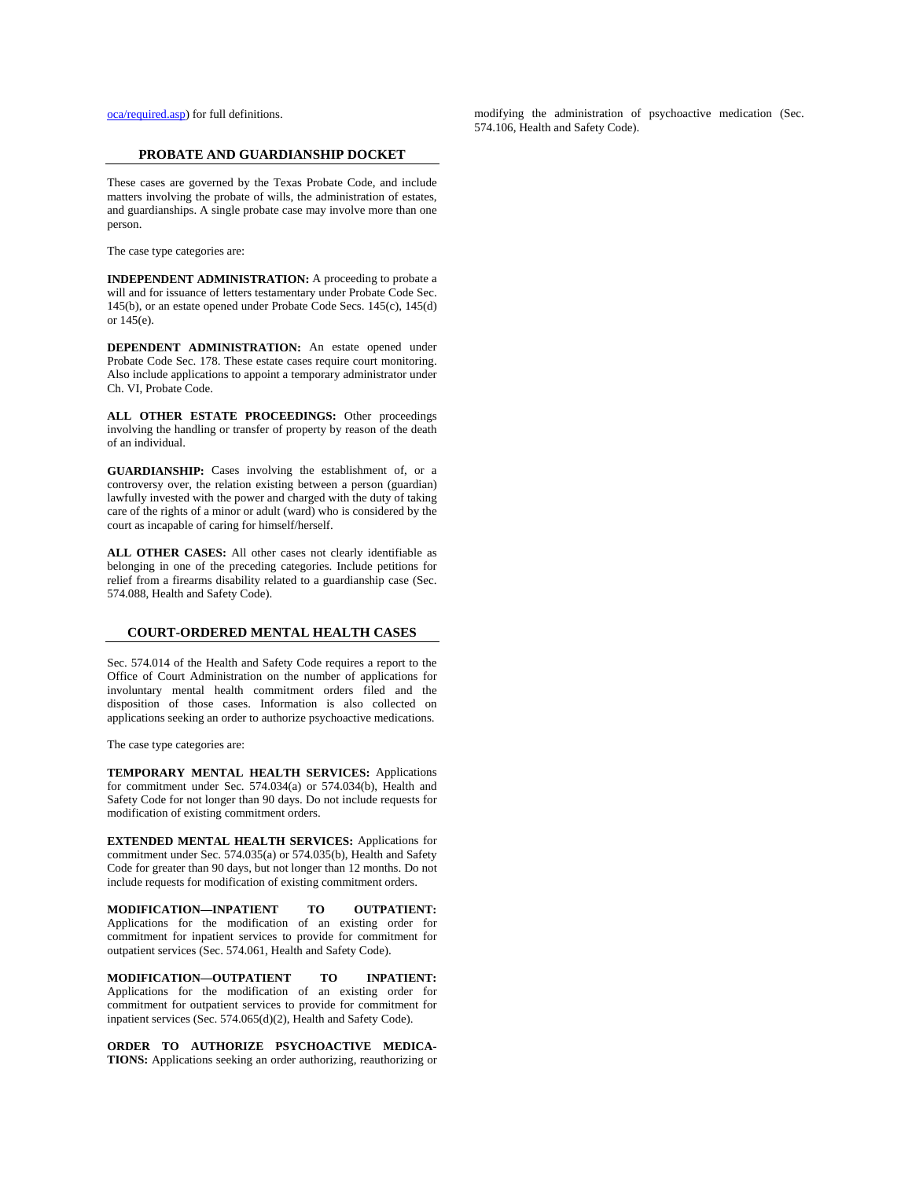oca/required.asp) for full definitions.

## PROBATE AND GUARDIANSHIP DOCKET

These cases are governed by the Texas Probate Code, and include matters involving the probate of wills, the administration of estates, and guardianships. A single probate case may involve more than one person.

The case type categories are:

**INDEPENDENT ADMINISTRATION:** A proceeding to probate a will and for issuance of letters testamentary under Probate Code Sec. 145(b), or an estate opened under Probate Code Secs. 145(c), 145(d) or 145(e).

**DEPENDENT ADMINISTRATION:** An estate opened under Probate Code Sec. 178. These estate cases require court monitoring. Also include applications to appoint a temporary administrator under Ch. VI, Probate Code.

**ALL OTHER ESTATE PROCEEDINGS:** Other proceedings involving the handling or transfer of property by reason of the death of an individual.

**GUARDIANSHIP:** Cases involving the establishment of, or a controversy over, the relation existing between a person (guardian) lawfully invested with the power and charged with the duty of taking care of the rights of a minor or adult (ward) who is considered by the court as incapable of caring for himself/herself.

**ALL OTHER CASES:** All other cases not clearly identifiable as belonging in one of the preceding categories. Include petitions for relief from a firearms disability related to a guardianship case (Sec. 574.088, Health and Safety Code).

## COURT-ORDERED MENTAL HEALTH CASES

Sec. 574.014 of the Health and Safety Code requires a report to the Office of Court Administration on the number of applications for involuntary mental health commitment orders filed and the disposition of those cases. Information is also collected on applications seeking an order to authorize psychoactive medications.

The case type categories are:

**TEMPORARY MENTAL HEALTH SERVICES:** Applications for commitment under Sec. 574.034(a) or 574.034(b), Health and Safety Code for not longer than 90 days. Do not include requests for modification of existing commitment orders.

**EXTENDED MENTAL HEALTH SERVICES:** Applications for commitment under Sec. 574.035(a) or 574.035(b), Health and Safety Code for greater than 90 days, but not longer than 12 months. Do not include requests for modification of existing commitment orders.

**MODIFICATION—INPATIENT TO OUTPATIENT:** Applications for the modification of an existing order for commitment for inpatient services to provide for commitment for outpatient services (Sec. 574.061, Health and Safety Code).

**MODIFICATION—OUTPATIENT TO INPATIENT:** Applications for the modification of an existing order for commitment for outpatient services to provide for commitment for inpatient services (Sec. 574.065(d)(2), Health and Safety Code).

**ORDER TO AUTHORIZE PSYCHOACTIVE MEDICATIONS:** Applications seeking an order authorizing, reauthorizing or modifying the administration of psychoactive medication (Sec. 574.106, Health and Safety Code).